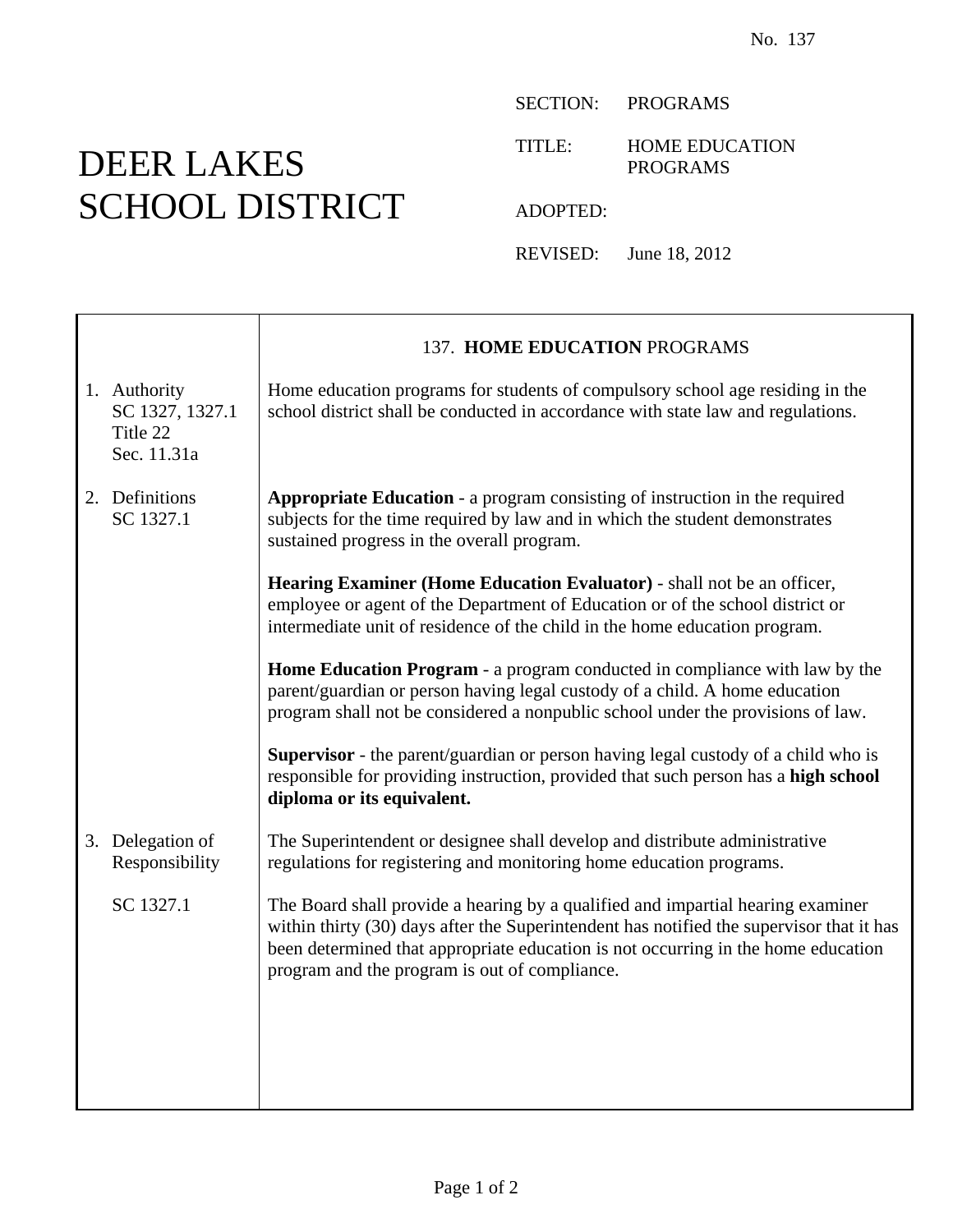No. 137

# DEER LAKES SCHOOL DISTRICT

SECTION: PROGRAMS

TITLE: HOME EDUCATION PROGRAMS

ADOPTED:

REVISED: June 18, 2012

## 137. HOME EDUCATION PROGRAMS

**1. Authority**
SC 1327, 1327.1
Title 22
Sec. 11.31a

Home education programs for students of compulsory school age residing in the school district shall be conducted in accordance with state law and regulations.

**2. Definitions**
SC 1327.1

**Appropriate Education** - a program consisting of instruction in the required subjects for the time required by law and in which the student demonstrates sustained progress in the overall program.

**Hearing Examiner (Home Education Evaluator)** - shall not be an officer, employee or agent of the Department of Education or of the school district or intermediate unit of residence of the child in the home education program.

**Home Education Program** - a program conducted in compliance with law by the parent/guardian or person having legal custody of a child. A home education program shall not be considered a nonpublic school under the provisions of law.

**Supervisor** - the parent/guardian or person having legal custody of a child who is responsible for providing instruction, provided that such person has a **high school diploma or its equivalent.**

**3. Delegation of Responsibility**

The Superintendent or designee shall develop and distribute administrative regulations for registering and monitoring home education programs.

SC 1327.1

The Board shall provide a hearing by a qualified and impartial hearing examiner within thirty (30) days after the Superintendent has notified the supervisor that it has been determined that appropriate education is not occurring in the home education program and the program is out of compliance.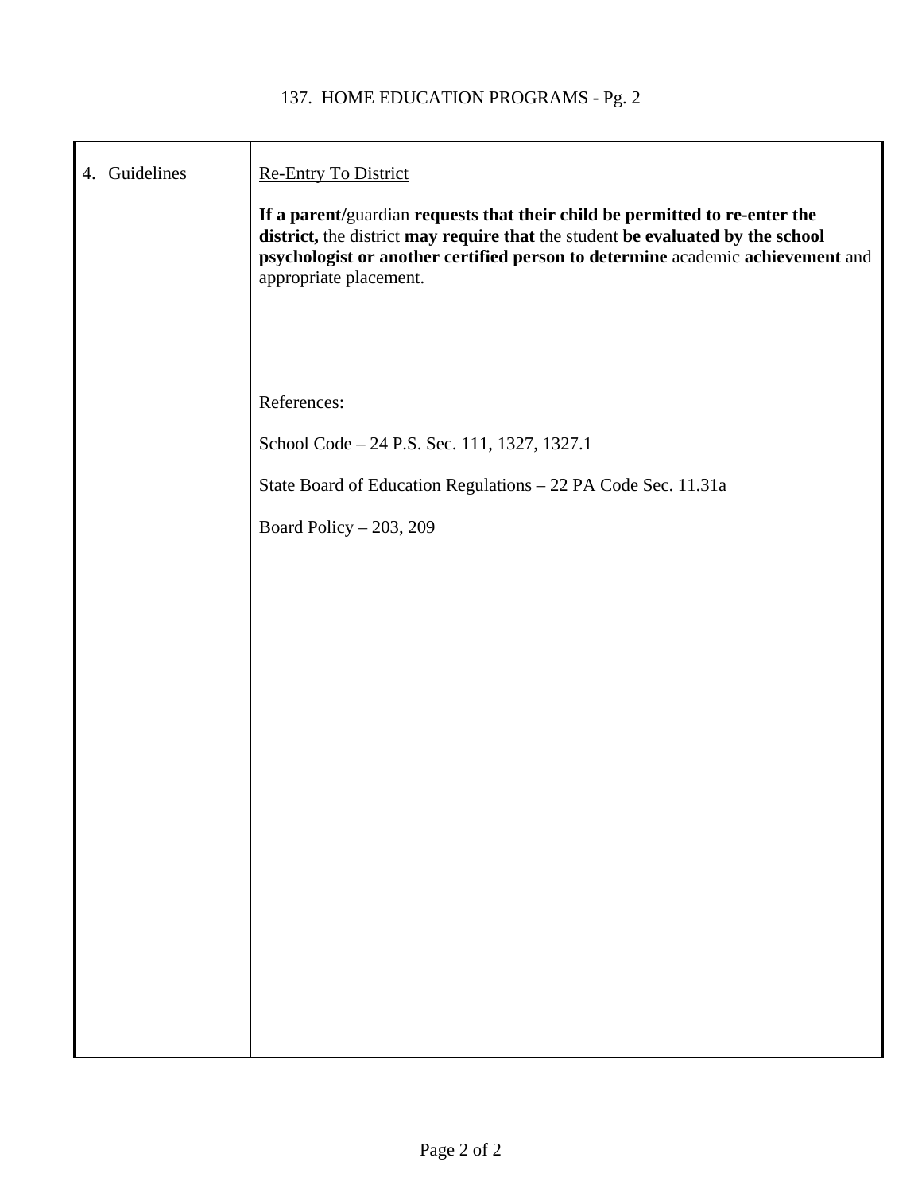4. Guidelines

Re-Entry To District

**If a parent/**guardian **requests that their child be permitted to re-enter the district,** the district **may require that** the student **be evaluated by the school psychologist or another certified person to determine** academic **achievement** and appropriate placement.

References:

School Code – 24 P.S. Sec. 111, 1327, 1327.1

State Board of Education Regulations – 22 PA Code Sec. 11.31a

Board Policy – 203, 209